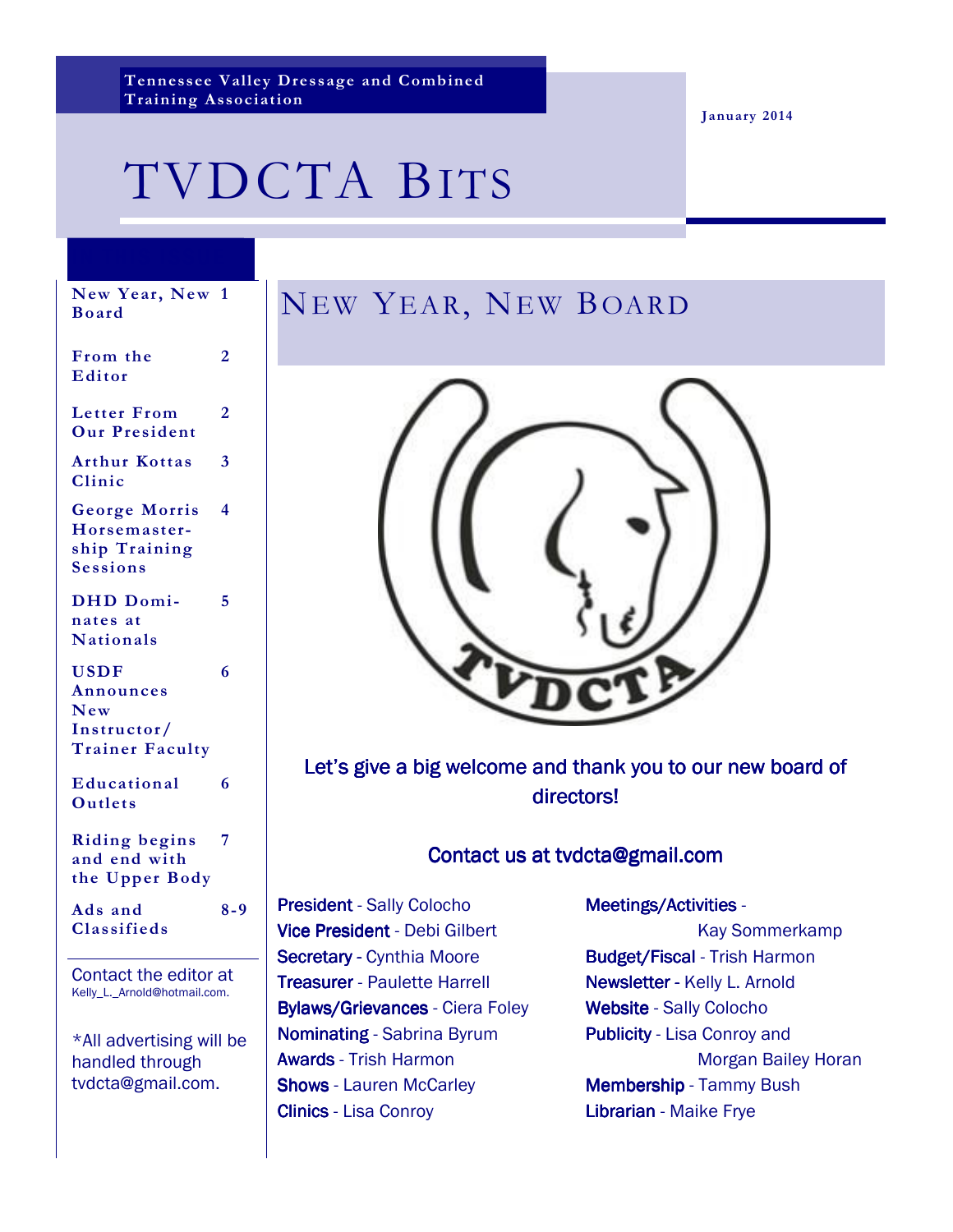Tennessee Valley Dressage and Combined Training Association

January 2014

# TVDCTA Bits

| | |
|---|---|
| New Year, New Board | 1 |
| From the Editor | 2 |
| Letter From Our President | 2 |
| Arthur Kottas Clinic | 3 |
| George Morris Horsemastership Training Sessions | 4 |
| DHD Dominates at Nationals | 5 |
| USDF Announces New Instructor/Trainer Faculty | 6 |
| Educational Outlets | 6 |
| Riding begins and end with the Upper Body | 7 |
| Ads and Classifieds | 8-9 |

Contact the editor at Kelly_L._Arnold@hotmail.com.

*All advertising will be handled through tvdcta@gmail.com.

## New Year, New Board

Let's give a big welcome and thank you to our new board of directors!

Contact us at tvdcta@gmail.com

**President** - Sally Colocho
**Vice President** - Debi Gilbert
**Secretary** - Cynthia Moore
**Treasurer** - Paulette Harrell
**Bylaws/Grievances** - Ciera Foley
**Nominating** - Sabrina Byrum
**Awards** - Trish Harmon
**Shows** - Lauren McCarley
**Clinics** - Lisa Conroy
**Meetings/Activities** - Kay Sommerkamp
**Budget/Fiscal** - Trish Harmon
**Newsletter** - Kelly L. Arnold
**Website** - Sally Colocho
**Publicity** - Lisa Conroy and Morgan Bailey Horan
**Membership** - Tammy Bush
**Librarian** - Maike Frye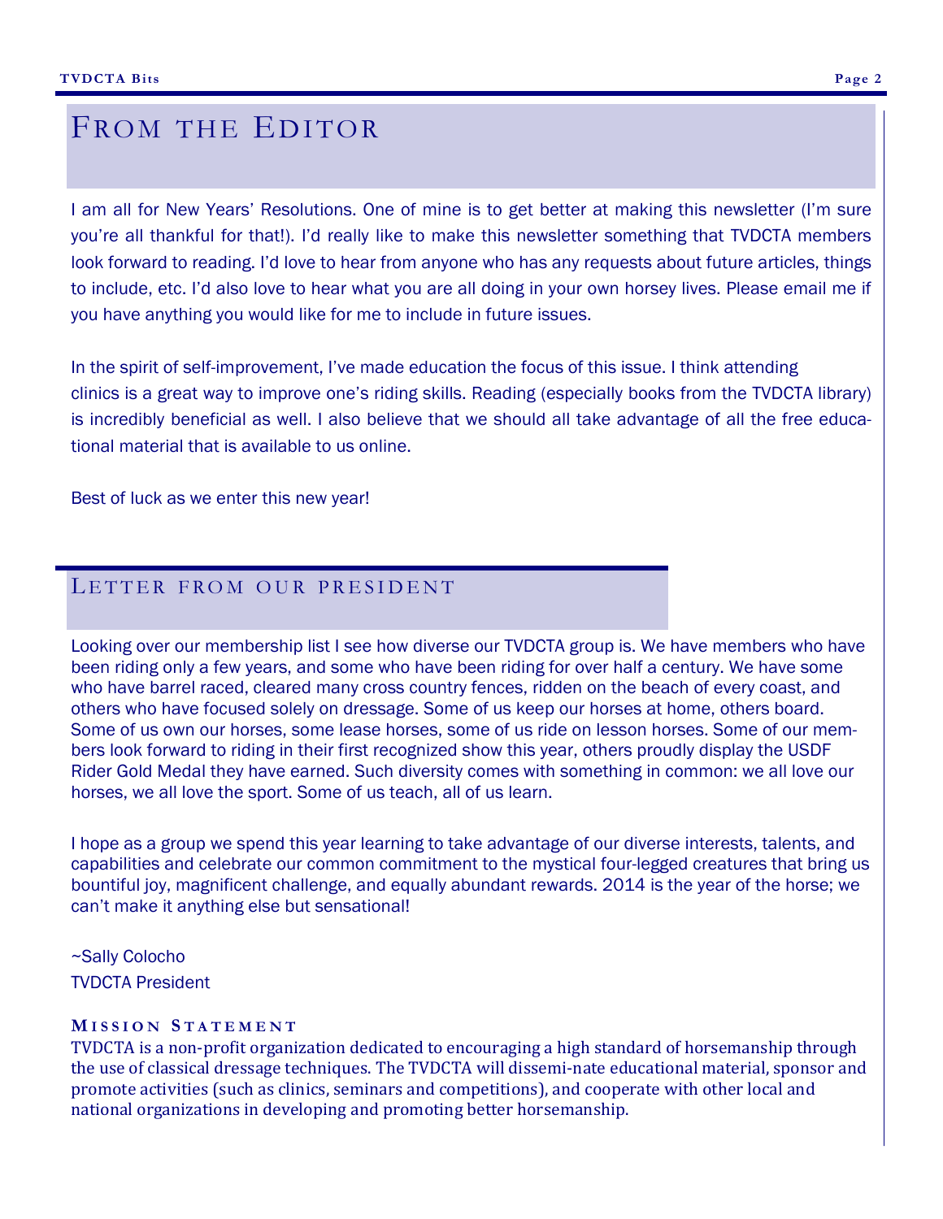# From the Editor

I am all for New Years' Resolutions. One of mine is to get better at making this newsletter (I'm sure you're all thankful for that!). I'd really like to make this newsletter something that TVDCTA members look forward to reading. I'd love to hear from anyone who has any requests about future articles, things to include, etc. I'd also love to hear what you are all doing in your own horsey lives. Please email me if you have anything you would like for me to include in future issues.

In the spirit of self-improvement, I've made education the focus of this issue. I think attending clinics is a great way to improve one's riding skills. Reading (especially books from the TVDCTA library) is incredibly beneficial as well. I also believe that we should all take advantage of all the free educational material that is available to us online.

Best of luck as we enter this new year!

# Letter from our president

Looking over our membership list I see how diverse our TVDCTA group is. We have members who have been riding only a few years, and some who have been riding for over half a century. We have some who have barrel raced, cleared many cross country fences, ridden on the beach of every coast, and others who have focused solely on dressage. Some of us keep our horses at home, others board. Some of us own our horses, some lease horses, some of us ride on lesson horses. Some of our members look forward to riding in their first recognized show this year, others proudly display the USDF Rider Gold Medal they have earned. Such diversity comes with something in common: we all love our horses, we all love the sport. Some of us teach, all of us learn.

I hope as a group we spend this year learning to take advantage of our diverse interests, talents, and capabilities and celebrate our common commitment to the mystical four-legged creatures that bring us bountiful joy, magnificent challenge, and equally abundant rewards. 2014 is the year of the horse; we can't make it anything else but sensational!

~Sally Colocho
TVDCTA President

### Mission Statement

TVDCTA is a non-profit organization dedicated to encouraging a high standard of horsemanship through the use of classical dressage techniques. The TVDCTA will disseminate educational material, sponsor and promote activities (such as clinics, seminars and competitions), and cooperate with other local and national organizations in developing and promoting better horsemanship.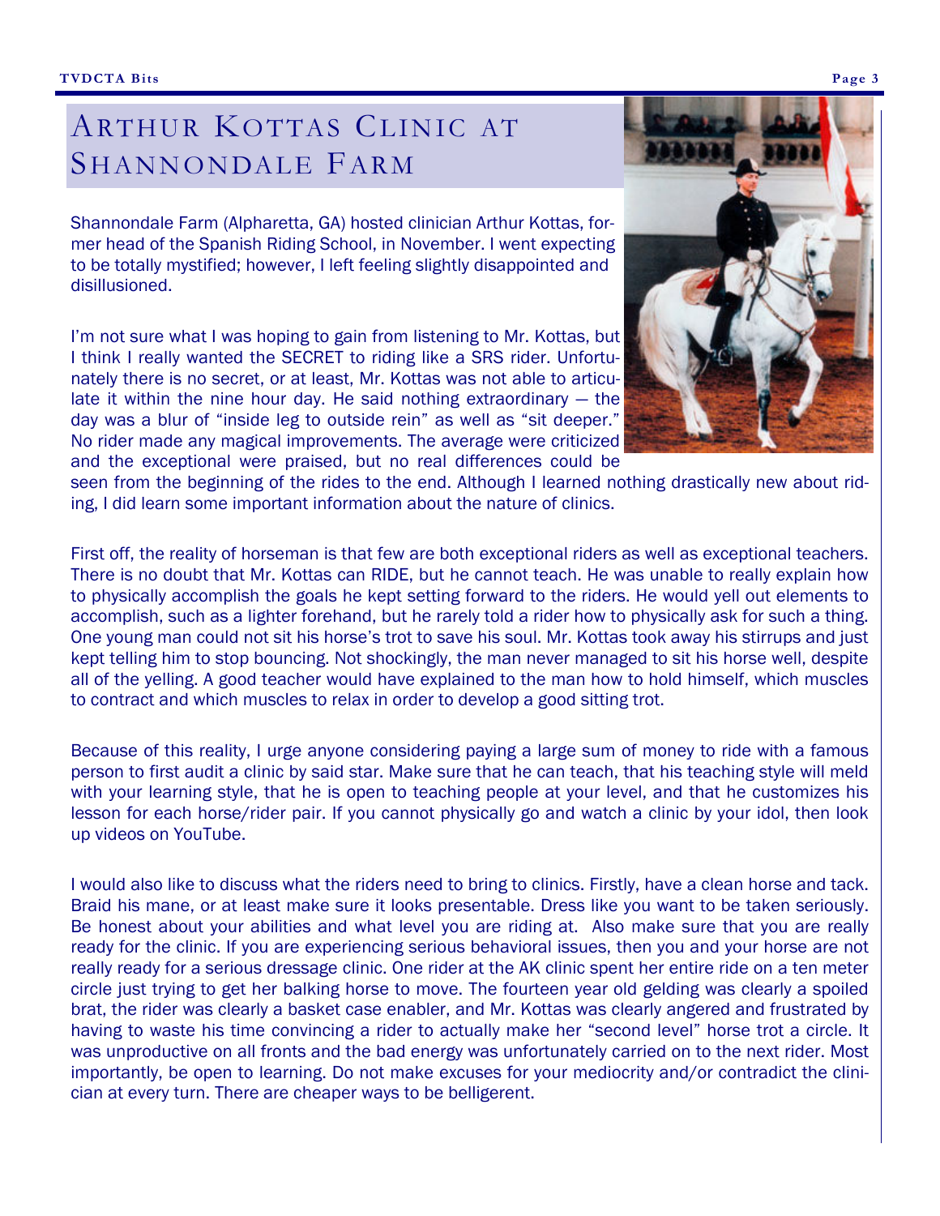# Arthur Kottas Clinic at Shannondale Farm

Shannondale Farm (Alpharetta, GA) hosted clinician Arthur Kottas, former head of the Spanish Riding School, in November. I went expecting to be totally mystified; however, I left feeling slightly disappointed and disillusioned.

I'm not sure what I was hoping to gain from listening to Mr. Kottas, but I think I really wanted the SECRET to riding like a SRS rider. Unfortunately there is no secret, or at least, Mr. Kottas was not able to articulate it within the nine hour day. He said nothing extraordinary — the day was a blur of "inside leg to outside rein" as well as "sit deeper." No rider made any magical improvements. The average were criticized and the exceptional were praised, but no real differences could be seen from the beginning of the rides to the end. Although I learned nothing drastically new about riding, I did learn some important information about the nature of clinics.

First off, the reality of horseman is that few are both exceptional riders as well as exceptional teachers. There is no doubt that Mr. Kottas can RIDE, but he cannot teach. He was unable to really explain how to physically accomplish the goals he kept setting forward to the riders. He would yell out elements to accomplish, such as a lighter forehand, but he rarely told a rider how to physically ask for such a thing. One young man could not sit his horse's trot to save his soul. Mr. Kottas took away his stirrups and just kept telling him to stop bouncing. Not shockingly, the man never managed to sit his horse well, despite all of the yelling. A good teacher would have explained to the man how to hold himself, which muscles to contract and which muscles to relax in order to develop a good sitting trot.

Because of this reality, I urge anyone considering paying a large sum of money to ride with a famous person to first audit a clinic by said star. Make sure that he can teach, that his teaching style will meld with your learning style, that he is open to teaching people at your level, and that he customizes his lesson for each horse/rider pair. If you cannot physically go and watch a clinic by your idol, then look up videos on YouTube.

I would also like to discuss what the riders need to bring to clinics. Firstly, have a clean horse and tack. Braid his mane, or at least make sure it looks presentable. Dress like you want to be taken seriously. Be honest about your abilities and what level you are riding at. Also make sure that you are really ready for the clinic. If you are experiencing serious behavioral issues, then you and your horse are not really ready for a serious dressage clinic. One rider at the AK clinic spent her entire ride on a ten meter circle just trying to get her balking horse to move. The fourteen year old gelding was clearly a spoiled brat, the rider was clearly a basket case enabler, and Mr. Kottas was clearly angered and frustrated by having to waste his time convincing a rider to actually make her "second level" horse trot a circle. It was unproductive on all fronts and the bad energy was unfortunately carried on to the next rider. Most importantly, be open to learning. Do not make excuses for your mediocrity and/or contradict the clinician at every turn. There are cheaper ways to be belligerent.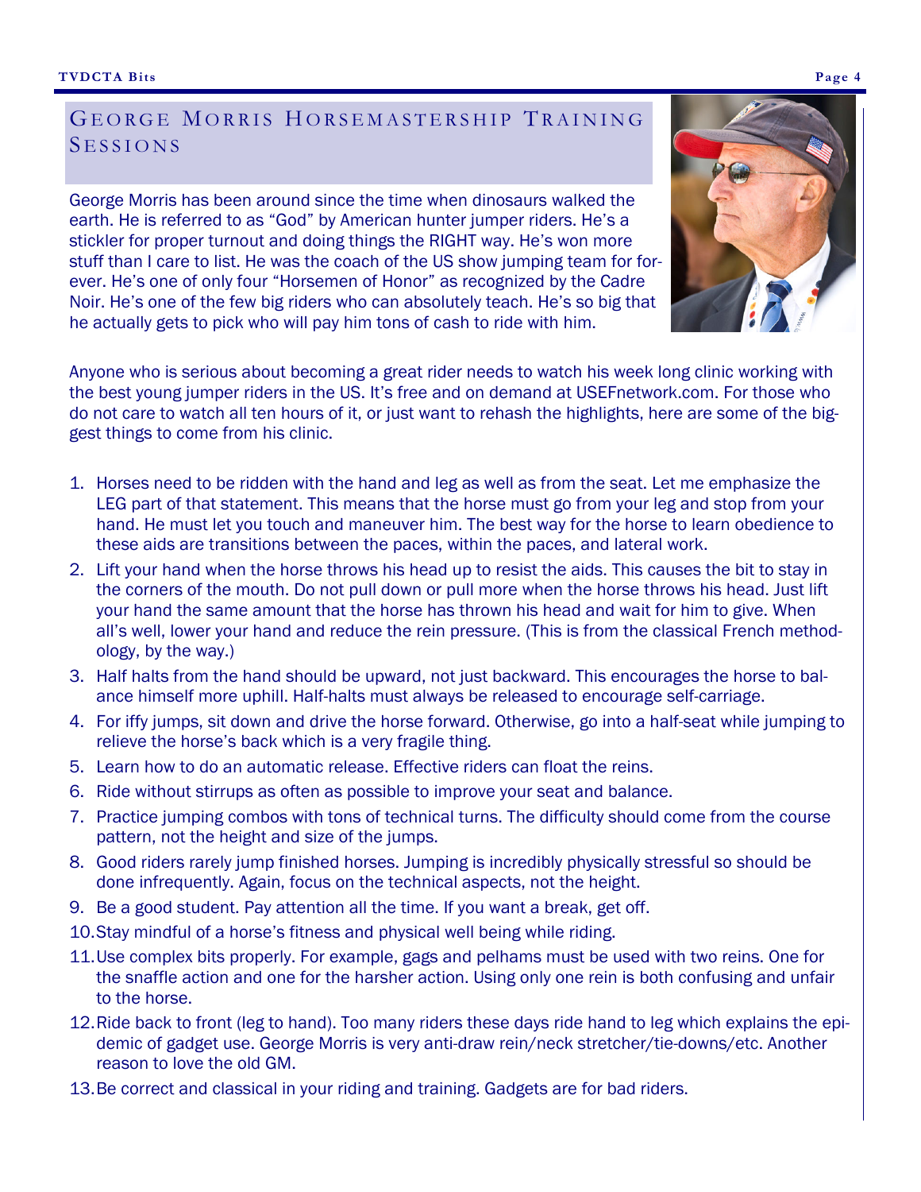## George Morris Horsemastership Training Sessions

George Morris has been around since the time when dinosaurs walked the earth. He is referred to as "God" by American hunter jumper riders. He's a stickler for proper turnout and doing things the RIGHT way. He's won more stuff than I care to list. He was the coach of the US show jumping team for forever. He's one of only four "Horsemen of Honor" as recognized by the Cadre Noir. He's one of the few big riders who can absolutely teach. He's so big that he actually gets to pick who will pay him tons of cash to ride with him.

Anyone who is serious about becoming a great rider needs to watch his week long clinic working with the best young jumper riders in the US. It's free and on demand at USEFnetwork.com. For those who do not care to watch all ten hours of it, or just want to rehash the highlights, here are some of the biggest things to come from his clinic.

1. Horses need to be ridden with the hand and leg as well as from the seat. Let me emphasize the LEG part of that statement. This means that the horse must go from your leg and stop from your hand. He must let you touch and maneuver him. The best way for the horse to learn obedience to these aids are transitions between the paces, within the paces, and lateral work.
2. Lift your hand when the horse throws his head up to resist the aids. This causes the bit to stay in the corners of the mouth. Do not pull down or pull more when the horse throws his head. Just lift your hand the same amount that the horse has thrown his head and wait for him to give. When all's well, lower your hand and reduce the rein pressure. (This is from the classical French methodology, by the way.)
3. Half halts from the hand should be upward, not just backward. This encourages the horse to balance himself more uphill. Half-halts must always be released to encourage self-carriage.
4. For iffy jumps, sit down and drive the horse forward. Otherwise, go into a half-seat while jumping to relieve the horse's back which is a very fragile thing.
5. Learn how to do an automatic release. Effective riders can float the reins.
6. Ride without stirrups as often as possible to improve your seat and balance.
7. Practice jumping combos with tons of technical turns. The difficulty should come from the course pattern, not the height and size of the jumps.
8. Good riders rarely jump finished horses. Jumping is incredibly physically stressful so should be done infrequently. Again, focus on the technical aspects, not the height.
9. Be a good student. Pay attention all the time. If you want a break, get off.
10. Stay mindful of a horse's fitness and physical well being while riding.
11. Use complex bits properly. For example, gags and pelhams must be used with two reins. One for the snaffle action and one for the harsher action. Using only one rein is both confusing and unfair to the horse.
12. Ride back to front (leg to hand). Too many riders these days ride hand to leg which explains the epidemic of gadget use. George Morris is very anti-draw rein/neck stretcher/tie-downs/etc. Another reason to love the old GM.
13. Be correct and classical in your riding and training. Gadgets are for bad riders.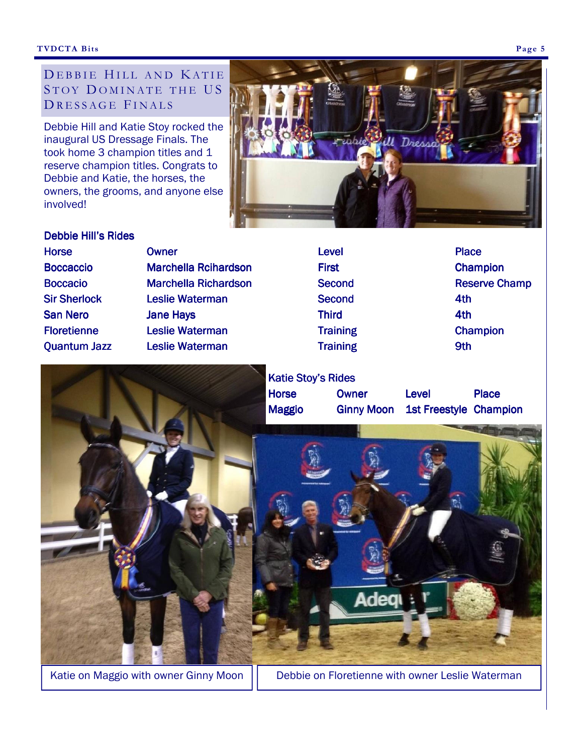## Debbie Hill and Katie Stoy Dominate the US Dressage Finals

Debbie Hill and Katie Stoy rocked the inaugural US Dressage Finals. The took home 3 champion titles and 1 reserve champion titles. Congrats to Debbie and Katie, the horses, the owners, the grooms, and anyone else involved!

**Debbie Hill's Rides**

| Horse | Owner | Level | Place |
|---|---|---|---|
| Boccaccio | Marchella Rcihardson | First | Champion |
| Boccacio | Marchella Richardson | Second | Reserve Champ |
| Sir Sherlock | Leslie Waterman | Second | 4th |
| San Nero | Jane Hays | Third | 4th |
| Floretienne | Leslie Waterman | Training | Champion |
| Quantum Jazz | Leslie Waterman | Training | 9th |

**Katie Stoy's Rides**

| Horse | Owner | Level | Place |
|---|---|---|---|
| Maggio | Ginny Moon | 1st Freestyle | Champion |

Katie on Maggio with owner Ginny Moon

Debbie on Floretienne with owner Leslie Waterman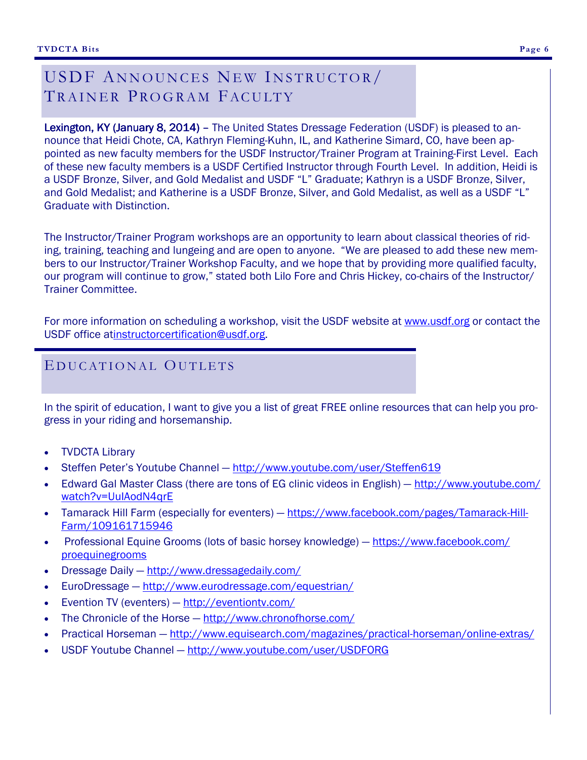## USDF Announces New Instructor/ Trainer Program Faculty

**Lexington, KY (January 8, 2014)** – The United States Dressage Federation (USDF) is pleased to announce that Heidi Chote, CA, Kathryn Fleming-Kuhn, IL, and Katherine Simard, CO, have been appointed as new faculty members for the USDF Instructor/Trainer Program at Training-First Level. Each of these new faculty members is a USDF Certified Instructor through Fourth Level. In addition, Heidi is a USDF Bronze, Silver, and Gold Medalist and USDF "L" Graduate; Kathryn is a USDF Bronze, Silver, and Gold Medalist; and Katherine is a USDF Bronze, Silver, and Gold Medalist, as well as a USDF "L" Graduate with Distinction.

The Instructor/Trainer Program workshops are an opportunity to learn about classical theories of riding, training, teaching and lungeing and are open to anyone. "We are pleased to add these new members to our Instructor/Trainer Workshop Faculty, and we hope that by providing more qualified faculty, our program will continue to grow," stated both Lilo Fore and Chris Hickey, co-chairs of the Instructor/ Trainer Committee.

For more information on scheduling a workshop, visit the USDF website at www.usdf.org or contact the USDF office atinstructorcertification@usdf.org.

## Educational Outlets

In the spirit of education, I want to give you a list of great FREE online resources that can help you progress in your riding and horsemanship.

- TVDCTA Library
- Steffen Peter's Youtube Channel — http://www.youtube.com/user/Steffen619
- Edward Gal Master Class (there are tons of EG clinic videos in English) — http://www.youtube.com/watch?v=UulAodN4qrE
- Tamarack Hill Farm (especially for eventers) — https://www.facebook.com/pages/Tamarack-Hill-Farm/109161715946
- Professional Equine Grooms (lots of basic horsey knowledge) — https://www.facebook.com/proequinegrooms
- Dressage Daily — http://www.dressagedaily.com/
- EuroDressage — http://www.eurodressage.com/equestrian/
- Evention TV (eventers) — http://eventiontv.com/
- The Chronicle of the Horse — http://www.chronofhorse.com/
- Practical Horseman — http://www.equisearch.com/magazines/practical-horseman/online-extras/
- USDF Youtube Channel — http://www.youtube.com/user/USDFORG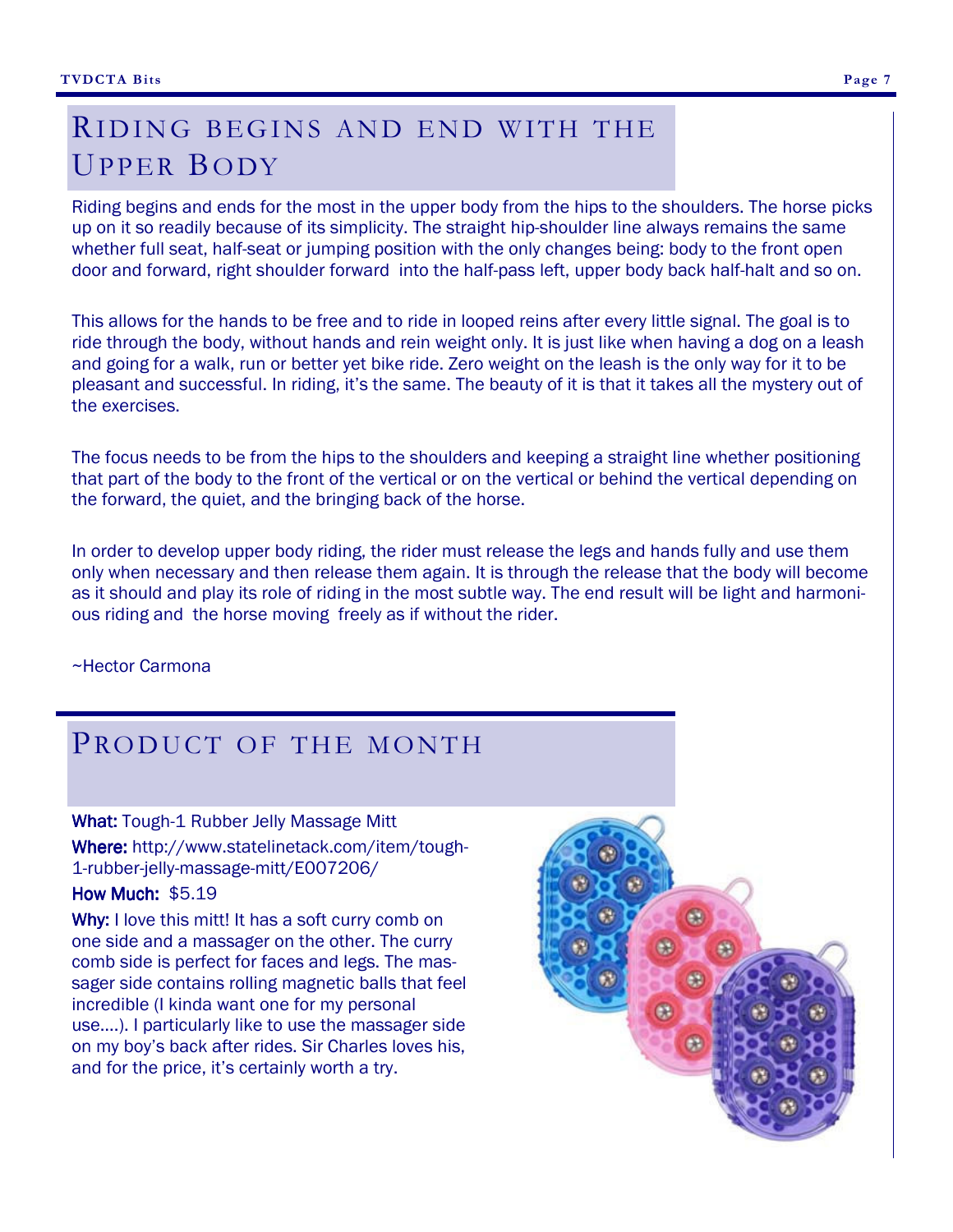## Riding begins and end with the Upper Body

Riding begins and ends for the most in the upper body from the hips to the shoulders. The horse picks up on it so readily because of its simplicity. The straight hip-shoulder line always remains the same whether full seat, half-seat or jumping position with the only changes being: body to the front open door and forward, right shoulder forward into the half-pass left, upper body back half-halt and so on.

This allows for the hands to be free and to ride in looped reins after every little signal. The goal is to ride through the body, without hands and rein weight only. It is just like when having a dog on a leash and going for a walk, run or better yet bike ride. Zero weight on the leash is the only way for it to be pleasant and successful. In riding, it's the same. The beauty of it is that it takes all the mystery out of the exercises.

The focus needs to be from the hips to the shoulders and keeping a straight line whether positioning that part of the body to the front of the vertical or on the vertical or behind the vertical depending on the forward, the quiet, and the bringing back of the horse.

In order to develop upper body riding, the rider must release the legs and hands fully and use them only when necessary and then release them again. It is through the release that the body will become as it should and play its role of riding in the most subtle way. The end result will be light and harmonious riding and the horse moving freely as if without the rider.

~Hector Carmona

## Product of the month

**What:** Tough-1 Rubber Jelly Massage Mitt

**Where:** http://www.statelinetack.com/item/tough-1-rubber-jelly-massage-mitt/E007206/

**How Much:** $5.19

**Why:** I love this mitt! It has a soft curry comb on one side and a massager on the other. The curry comb side is perfect for faces and legs. The massager side contains rolling magnetic balls that feel incredible (I kinda want one for my personal use....). I particularly like to use the massager side on my boy's back after rides. Sir Charles loves his, and for the price, it's certainly worth a try.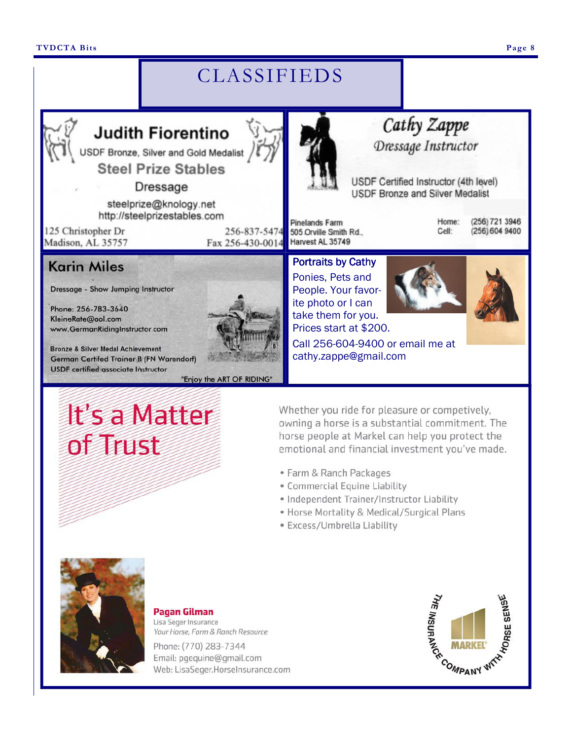# CLASSIFIEDS

**Judith Fiorentino**

USDF Bronze, Silver and Gold Medalist

**Steel Prize Stables**

Dressage

steelprize@knology.net
http://steelprizestables.com

125 Christopher Dr
Madison, AL 35757

256-837-5474
Fax 256-430-0014

---

**Cathy Zappe**

*Dressage Instructor*

USDF Certified Instructor (4th level)
USDF Bronze and Silver Medalist

Pinelands Farm
505 Orville Smith Rd.,
Harvest AL 35749

Home: (256) 721 3946
Cell: (256) 604 9400

---

**Karin Miles**

Dressage - Show Jumping Instructor

Phone: 256-783-3640
KleineRate@aol.com
www.GermanRidingInstructor.com

Bronze & Silver Medal Achievement
German Certifed Trainer B (FN Warendorf)
USDF certified associate Instructor

"Enjoy the ART OF RIDING"

---

**Portraits by Cathy**

Ponies, Pets and People. Your favorite photo or I can take them for you. Prices start at $200.

Call 256-604-9400 or email me at cathy.zappe@gmail.com

---

## It's a Matter of Trust

Whether you ride for pleasure or competively, owning a horse is a substantial commitment. The horse people at Markel can help you protect the emotional and financial investment you've made.

- Farm & Ranch Packages
- Commercial Equine Liability
- Independent Trainer/Instructor Liability
- Horse Mortality & Medical/Surgical Plans
- Excess/Umbrella Liability

**Pagan Gilman**
Lisa Seger Insurance
*Your Horse, Farm & Ranch Resource*
Phone: (770) 283-7344
Email: pgequine@gmail.com
Web: LisaSeger.HorseInsurance.com

THE INSURANCE COMPANY WITH HORSE SENSE — MARKEL®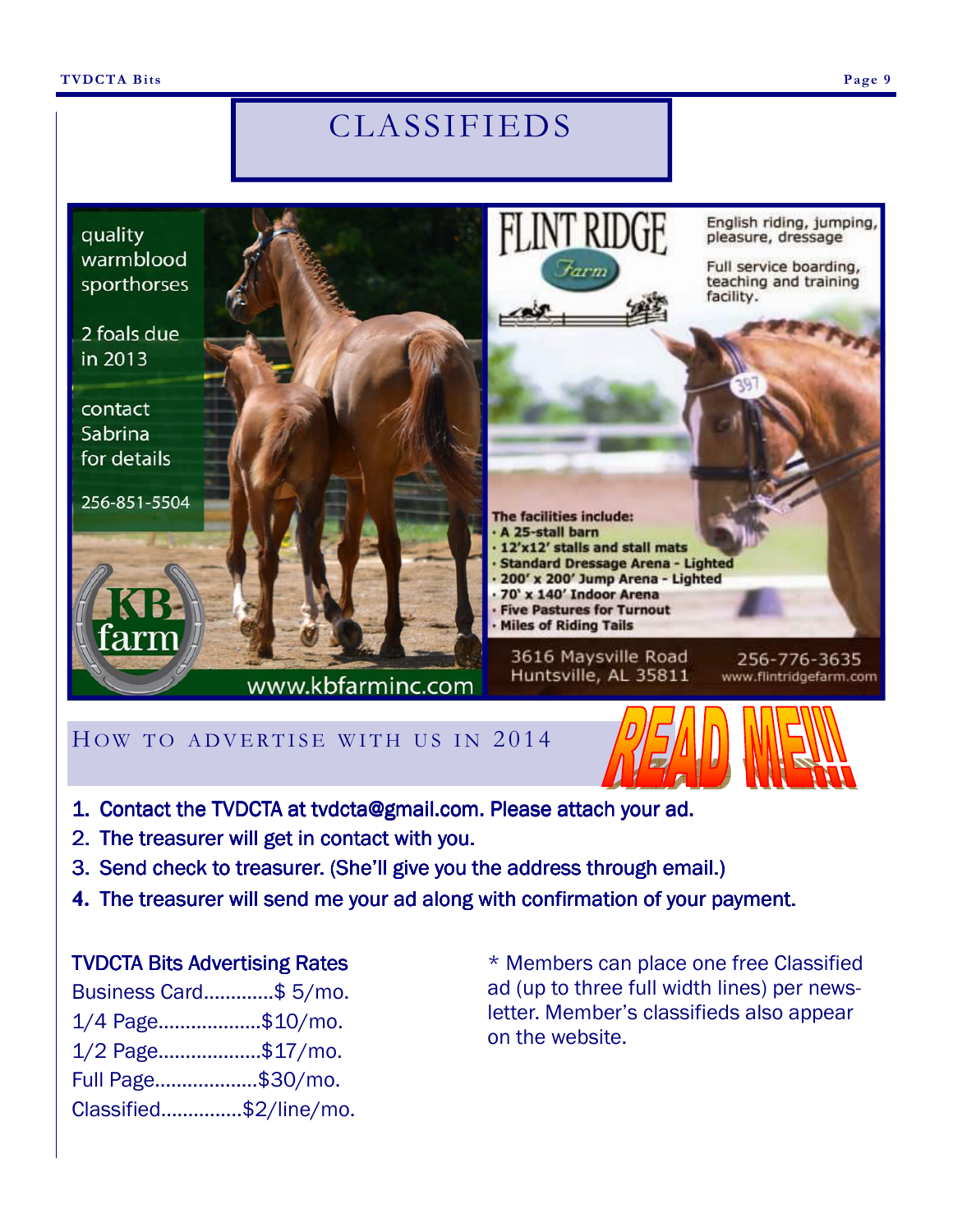# CLASSIFIEDS

quality warmblood sporthorses

2 foals due in 2013

contact Sabrina for details

256-851-5504

KB farm

www.kbfarminc.com

FLINT RIDGE Farm

English riding, jumping, pleasure, dressage

Full service boarding, teaching and training facility.

**The facilities include:**

- A 25-stall barn
- 12'x12' stalls and stall mats
- Standard Dressage Arena - Lighted
- 200' x 200' Jump Arena - Lighted
- 70' x 140' Indoor Arena
- Five Pastures for Turnout
- Miles of Riding Tails

3616 Maysville Road
Huntsville, AL 35811

256-776-3635
www.flintridgefarm.com

## How to advertise with us in 2014

READ ME!!!

1. Contact the TVDCTA at tvdcta@gmail.com. Please attach your ad.
2. The treasurer will get in contact with you.
3. Send check to treasurer. (She'll give you the address through email.)
4. The treasurer will send me your ad along with confirmation of your payment.

**TVDCTA Bits Advertising Rates**

Business Card.............$ 5/mo.
1/4 Page...................$10/mo.
1/2 Page...................$17/mo.
Full Page...................$30/mo.
Classified...............$2/line/mo.

* Members can place one free Classified ad (up to three full width lines) per newsletter. Member's classifieds also appear on the website.